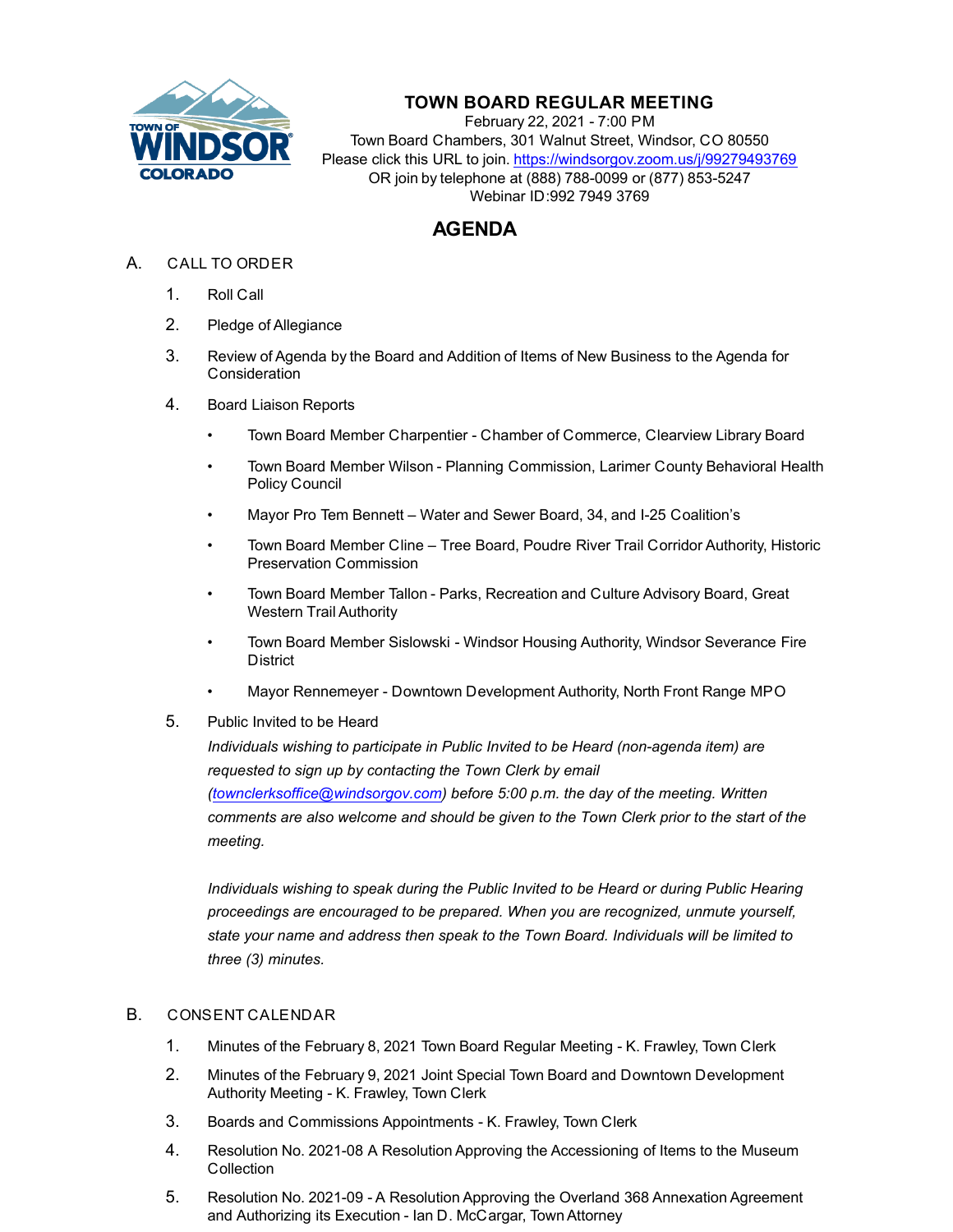# TOWN BOARD REGULAR MEETING

February 22, 2021 - 7:00 PM
Town Board Chambers, 301 Walnut Street, Windsor, CO 80550
Please click this URL to join. https://windsorgov.zoom.us/j/99279493769
OR join by telephone at (888) 788-0099 or (877) 853-5247
Webinar ID:992 7949 3769

## AGENDA

A. CALL TO ORDER

1. Roll Call
2. Pledge of Allegiance
3. Review of Agenda by the Board and Addition of Items of New Business to the Agenda for Consideration
4. Board Liaison Reports
   - Town Board Member Charpentier - Chamber of Commerce, Clearview Library Board
   - Town Board Member Wilson - Planning Commission, Larimer County Behavioral Health Policy Council
   - Mayor Pro Tem Bennett – Water and Sewer Board, 34, and I-25 Coalition's
   - Town Board Member Cline – Tree Board, Poudre River Trail Corridor Authority, Historic Preservation Commission
   - Town Board Member Tallon - Parks, Recreation and Culture Advisory Board, Great Western Trail Authority
   - Town Board Member Sislowski - Windsor Housing Authority, Windsor Severance Fire District
   - Mayor Rennemeyer - Downtown Development Authority, North Front Range MPO
5. Public Invited to be Heard

   *Individuals wishing to participate in Public Invited to be Heard (non-agenda item) are requested to sign up by contacting the Town Clerk by email (townclerksoffice@windsorgov.com) before 5:00 p.m. the day of the meeting. Written comments are also welcome and should be given to the Town Clerk prior to the start of the meeting.*

   *Individuals wishing to speak during the Public Invited to be Heard or during Public Hearing proceedings are encouraged to be prepared. When you are recognized, unmute yourself, state your name and address then speak to the Town Board. Individuals will be limited to three (3) minutes.*

B. CONSENT CALENDAR

1. Minutes of the February 8, 2021 Town Board Regular Meeting - K. Frawley, Town Clerk
2. Minutes of the February 9, 2021 Joint Special Town Board and Downtown Development Authority Meeting - K. Frawley, Town Clerk
3. Boards and Commissions Appointments - K. Frawley, Town Clerk
4. Resolution No. 2021-08 A Resolution Approving the Accessioning of Items to the Museum Collection
5. Resolution No. 2021-09 - A Resolution Approving the Overland 368 Annexation Agreement and Authorizing its Execution - Ian D. McCargar, Town Attorney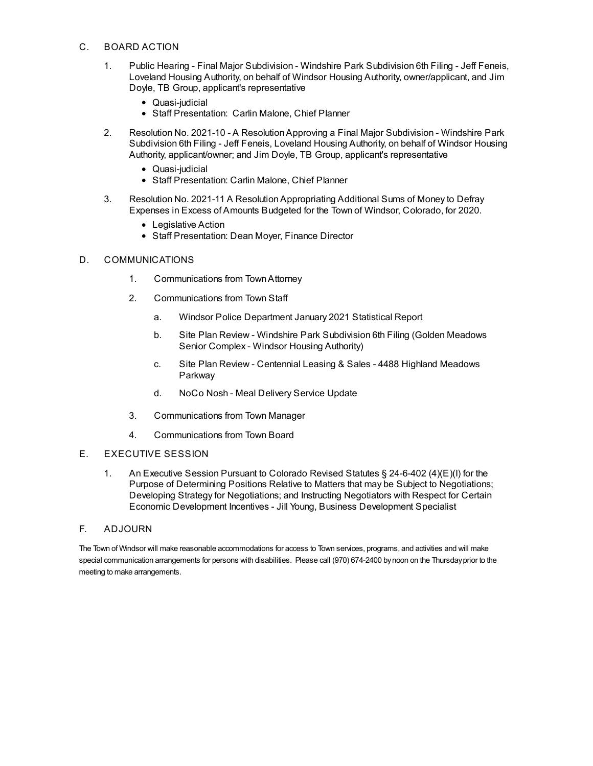## C. BOARD ACTION

1. Public Hearing - Final Major Subdivision - Windshire Park Subdivision 6th Filing - Jeff Feneis, Loveland Housing Authority, on behalf of Windsor Housing Authority, owner/applicant, and Jim Doyle, TB Group, applicant's representative
   - Quasi-judicial
   - Staff Presentation: Carlin Malone, Chief Planner
2. Resolution No. 2021-10 - A Resolution Approving a Final Major Subdivision - Windshire Park Subdivision 6th Filing - Jeff Feneis, Loveland Housing Authority, on behalf of Windsor Housing Authority, applicant/owner; and Jim Doyle, TB Group, applicant's representative
   - Quasi-judicial
   - Staff Presentation: Carlin Malone, Chief Planner
3. Resolution No. 2021-11 A Resolution Appropriating Additional Sums of Money to Defray Expenses in Excess of Amounts Budgeted for the Town of Windsor, Colorado, for 2020.
   - Legislative Action
   - Staff Presentation: Dean Moyer, Finance Director

## D. COMMUNICATIONS

1. Communications from Town Attorney
2. Communications from Town Staff
   a. Windsor Police Department January 2021 Statistical Report
   b. Site Plan Review - Windshire Park Subdivision 6th Filing (Golden Meadows Senior Complex - Windsor Housing Authority)
   c. Site Plan Review - Centennial Leasing & Sales - 4488 Highland Meadows Parkway
   d. NoCo Nosh - Meal Delivery Service Update
3. Communications from Town Manager
4. Communications from Town Board

## E. EXECUTIVE SESSION

1. An Executive Session Pursuant to Colorado Revised Statutes § 24-6-402 (4)(E)(I) for the Purpose of Determining Positions Relative to Matters that may be Subject to Negotiations; Developing Strategy for Negotiations; and Instructing Negotiators with Respect for Certain Economic Development Incentives - Jill Young, Business Development Specialist

## F. ADJOURN

The Town of Windsor will make reasonable accommodations for access to Town services, programs, and activities and will make special communication arrangements for persons with disabilities. Please call (970) 674-2400 by noon on the Thursday prior to the meeting to make arrangements.